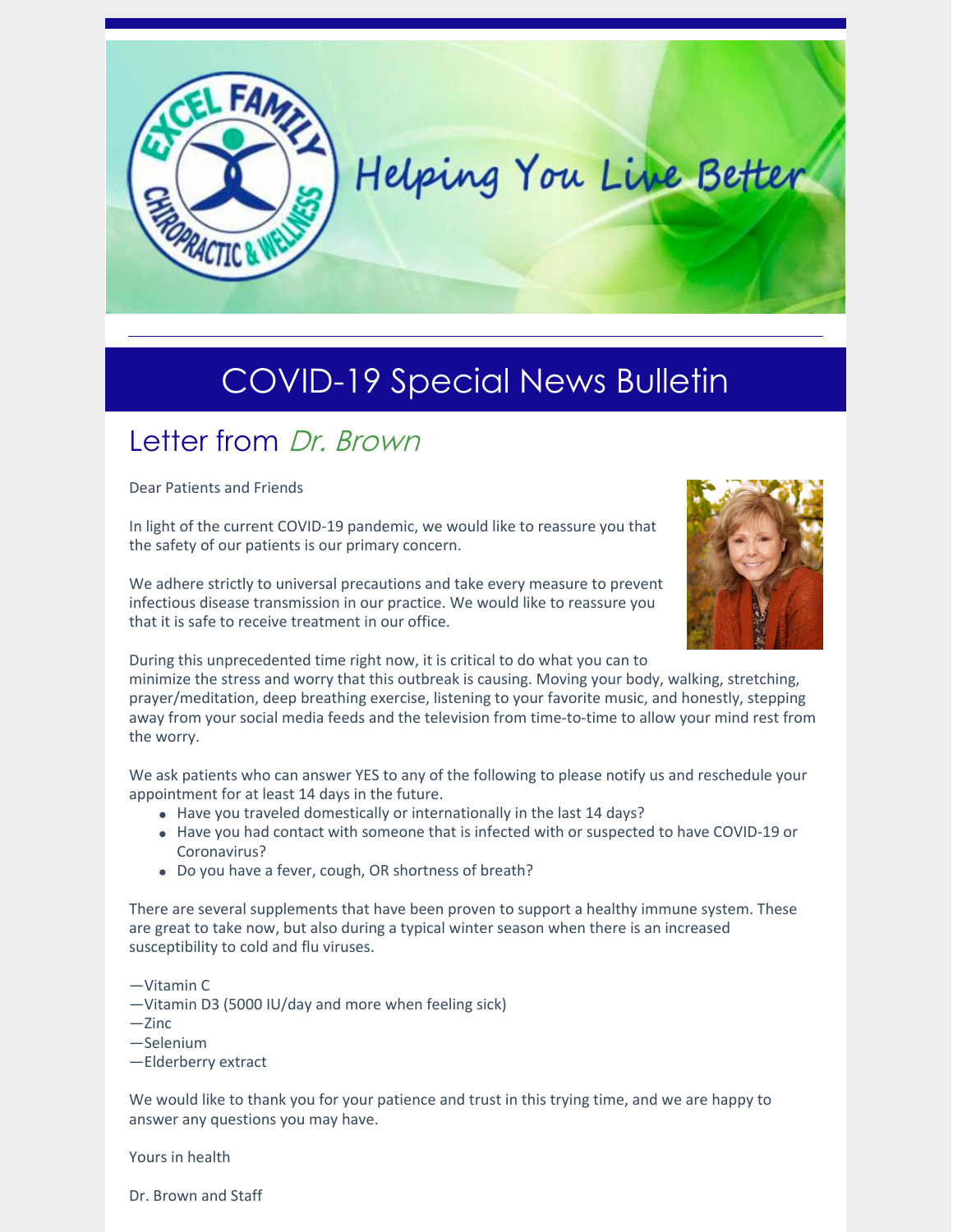Helping You Live Better

# COVID-19 Special News Bulletin

## Letter from *Dr. Brown*

Dear Patients and Friends

In light of the current COVID-19 pandemic, we would like to reassure you that the safety of our patients is our primary concern.

We adhere strictly to universal precautions and take every measure to prevent infectious disease transmission in our practice. We would like to reassure you that it is safe to receive treatment in our office.

During this unprecedented time right now, it is critical to do what you can to minimize the stress and worry that this outbreak is causing. Moving your body, walking, stretching, prayer/meditation, deep breathing exercise, listening to your favorite music, and honestly, stepping away from your social media feeds and the television from time-to-time to allow your mind rest from the worry.

We ask patients who can answer YES to any of the following to please notify us and reschedule your appointment for at least 14 days in the future.

- Have you traveled domestically or internationally in the last 14 days?
- Have you had contact with someone that is infected with or suspected to have COVID-19 or Coronavirus?
- Do you have a fever, cough, OR shortness of breath?

There are several supplements that have been proven to support a healthy immune system. These are great to take now, but also during a typical winter season when there is an increased susceptibility to cold and flu viruses.

—Vitamin C
—Vitamin D3 (5000 IU/day and more when feeling sick)
—Zinc
—Selenium
—Elderberry extract

We would like to thank you for your patience and trust in this trying time, and we are happy to answer any questions you may have.

Yours in health

Dr. Brown and Staff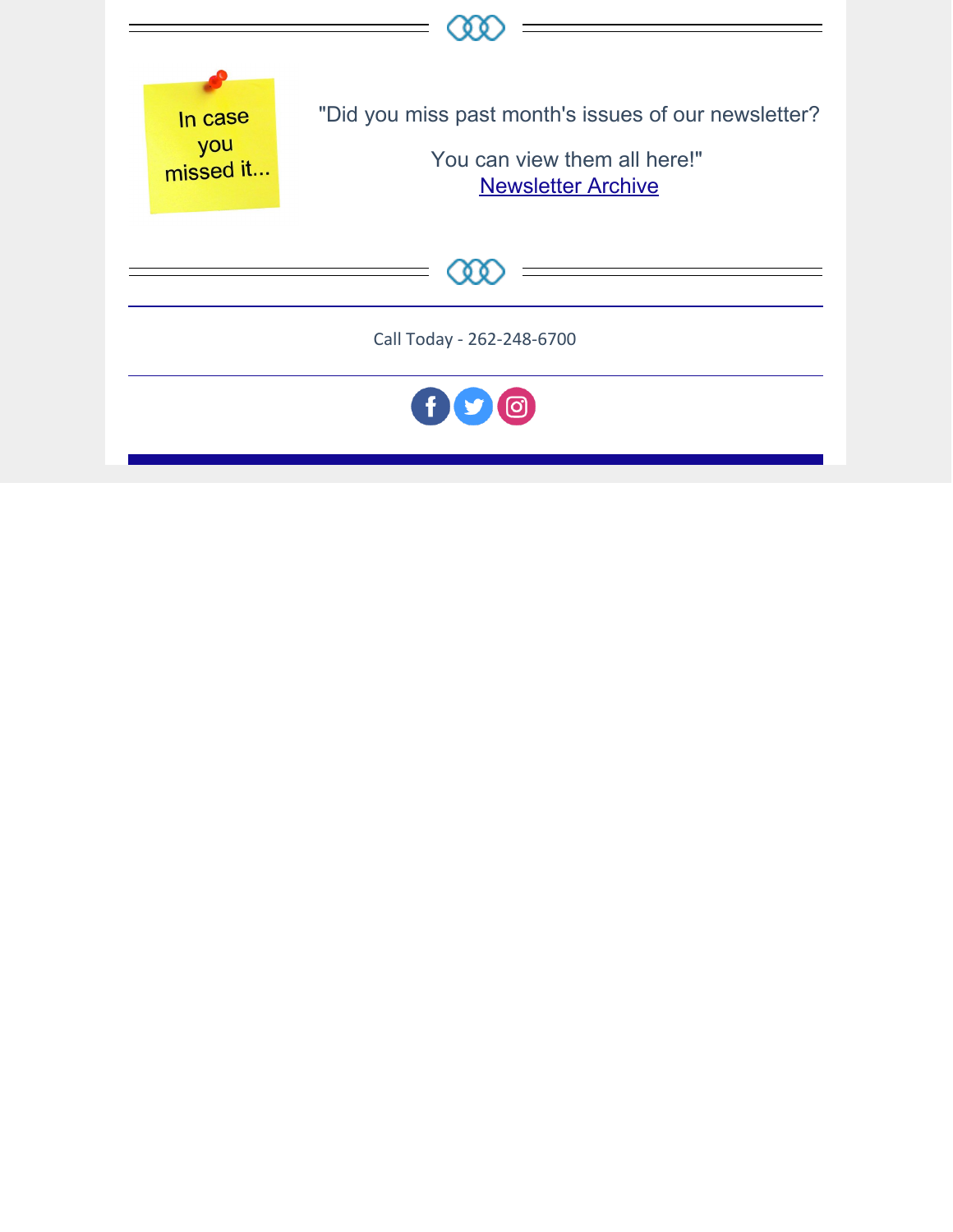In case you missed it...

"Did you miss past month's issues of our newsletter?

You can view them all here!"

Newsletter Archive

---

Call Today - 262-248-6700